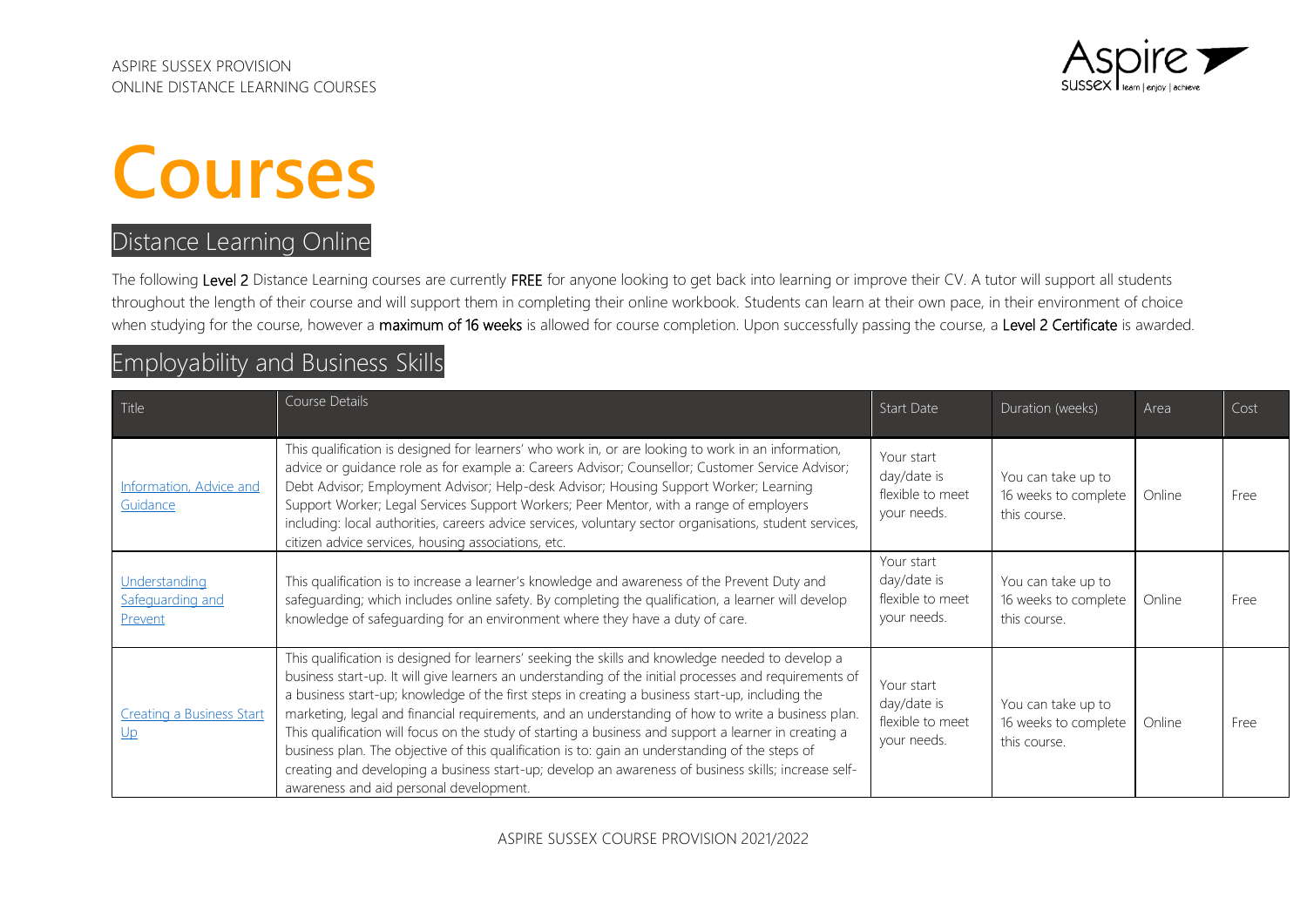ASPIRE SUSSEX PROVISION
ONLINE DISTANCE LEARNING COURSES

# Courses

## Distance Learning Online

The following **Level 2** Distance Learning courses are currently **FREE** for anyone looking to get back into learning or improve their CV. A tutor will support all students throughout the length of their course and will support them in completing their online workbook. Students can learn at their own pace, in their environment of choice when studying for the course, however a **maximum of 16 weeks** is allowed for course completion. Upon successfully passing the course, a **Level 2 Certificate** is awarded.

## Employability and Business Skills

| Title | Course Details | Start Date | Duration (weeks) | Area | Cost |
|---|---|---|---|---|---|
| Information, Advice and Guidance | This qualification is designed for learners' who work in, or are looking to work in an information, advice or guidance role as for example a: Careers Advisor; Counsellor; Customer Service Advisor; Debt Advisor; Employment Advisor; Help-desk Advisor; Housing Support Worker; Learning Support Worker; Legal Services Support Workers; Peer Mentor, with a range of employers including: local authorities, careers advice services, voluntary sector organisations, student services, citizen advice services, housing associations, etc. | Your start day/date is flexible to meet your needs. | You can take up to 16 weeks to complete this course. | Online | Free |
| Understanding Safeguarding and Prevent | This qualification is to increase a learner's knowledge and awareness of the Prevent Duty and safeguarding; which includes online safety. By completing the qualification, a learner will develop knowledge of safeguarding for an environment where they have a duty of care. | Your start day/date is flexible to meet your needs. | You can take up to 16 weeks to complete this course. | Online | Free |
| Creating a Business Start Up | This qualification is designed for learners' seeking the skills and knowledge needed to develop a business start-up. It will give learners an understanding of the initial processes and requirements of a business start-up; knowledge of the first steps in creating a business start-up, including the marketing, legal and financial requirements, and an understanding of how to write a business plan. This qualification will focus on the study of starting a business and support a learner in creating a business plan. The objective of this qualification is to: gain an understanding of the steps of creating and developing a business start-up; develop an awareness of business skills; increase self-awareness and aid personal development. | Your start day/date is flexible to meet your needs. | You can take up to 16 weeks to complete this course. | Online | Free |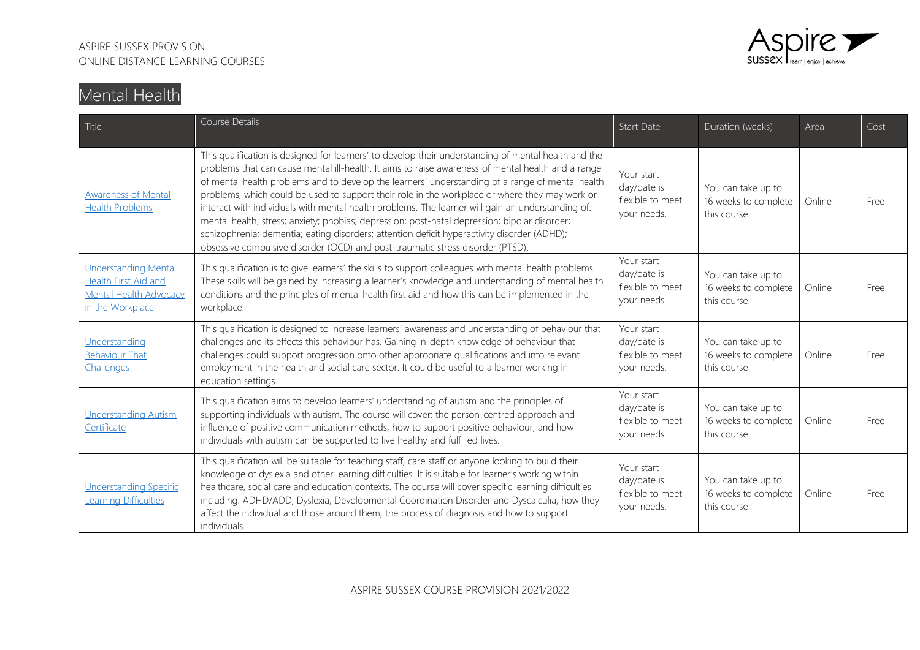# Mental Health

| Title | Course Details | Start Date | Duration (weeks) | Area | Cost |
|---|---|---|---|---|---|
| Awareness of Mental Health Problems | This qualification is designed for learners' to develop their understanding of mental health and the problems that can cause mental ill-health. It aims to raise awareness of mental health and a range of mental health problems and to develop the learners' understanding of a range of mental health problems, which could be used to support their role in the workplace or where they may work or interact with individuals with mental health problems. The learner will gain an understanding of: mental health; stress; anxiety; phobias; depression; post-natal depression; bipolar disorder; schizophrenia; dementia; eating disorders; attention deficit hyperactivity disorder (ADHD); obsessive compulsive disorder (OCD) and post-traumatic stress disorder (PTSD). | Your start day/date is flexible to meet your needs. | You can take up to 16 weeks to complete this course. | Online | Free |
| Understanding Mental Health First Aid and Mental Health Advocacy in the Workplace | This qualification is to give learners' the skills to support colleagues with mental health problems. These skills will be gained by increasing a learner's knowledge and understanding of mental health conditions and the principles of mental health first aid and how this can be implemented in the workplace. | Your start day/date is flexible to meet your needs. | You can take up to 16 weeks to complete this course. | Online | Free |
| Understanding Behaviour That Challenges | This qualification is designed to increase learners' awareness and understanding of behaviour that challenges and its effects this behaviour has. Gaining in-depth knowledge of behaviour that challenges could support progression onto other appropriate qualifications and into relevant employment in the health and social care sector. It could be useful to a learner working in education settings. | Your start day/date is flexible to meet your needs. | You can take up to 16 weeks to complete this course. | Online | Free |
| Understanding Autism Certificate | This qualification aims to develop learners' understanding of autism and the principles of supporting individuals with autism. The course will cover: the person-centred approach and influence of positive communication methods; how to support positive behaviour, and how individuals with autism can be supported to live healthy and fulfilled lives. | Your start day/date is flexible to meet your needs. | You can take up to 16 weeks to complete this course. | Online | Free |
| Understanding Specific Learning Difficulties | This qualification will be suitable for teaching staff, care staff or anyone looking to build their knowledge of dyslexia and other learning difficulties. It is suitable for learner's working within healthcare, social care and education contexts. The course will cover specific learning difficulties including: ADHD/ADD; Dyslexia; Developmental Coordination Disorder and Dyscalculia, how they affect the individual and those around them; the process of diagnosis and how to support individuals. | Your start day/date is flexible to meet your needs. | You can take up to 16 weeks to complete this course. | Online | Free |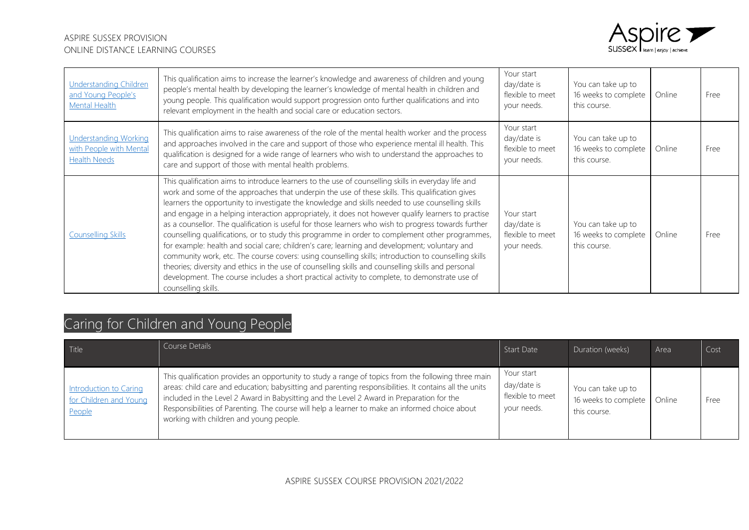| Understanding Children and Young People's Mental Health | This qualification aims to increase the learner's knowledge and awareness of children and young people's mental health by developing the learner's knowledge of mental health in children and young people. This qualification would support progression onto further qualifications and into relevant employment in the health and social care or education sectors. | Your start day/date is flexible to meet your needs. | You can take up to 16 weeks to complete this course. | Online | Free |
|---|---|---|---|---|---|
| Understanding Working with People with Mental Health Needs | This qualification aims to raise awareness of the role of the mental health worker and the process and approaches involved in the care and support of those who experience mental ill health. This qualification is designed for a wide range of learners who wish to understand the approaches to care and support of those with mental health problems. | Your start day/date is flexible to meet your needs. | You can take up to 16 weeks to complete this course. | Online | Free |
| Counselling Skills | This qualification aims to introduce learners to the use of counselling skills in everyday life and work and some of the approaches that underpin the use of these skills. This qualification gives learners the opportunity to investigate the knowledge and skills needed to use counselling skills and engage in a helping interaction appropriately, it does not however qualify learners to practise as a counsellor. The qualification is useful for those learners who wish to progress towards further counselling qualifications, or to study this programme in order to complement other programmes, for example: health and social care; children's care; learning and development; voluntary and community work, etc. The course covers: using counselling skills; introduction to counselling skills theories; diversity and ethics in the use of counselling skills and counselling skills and personal development. The course includes a short practical activity to complete, to demonstrate use of counselling skills. | Your start day/date is flexible to meet your needs. | You can take up to 16 weeks to complete this course. | Online | Free |

## Caring for Children and Young People

| Title | Course Details | Start Date | Duration (weeks) | Area | Cost |
|---|---|---|---|---|---|
| Introduction to Caring for Children and Young People | This qualification provides an opportunity to study a range of topics from the following three main areas: child care and education; babysitting and parenting responsibilities. It contains all the units included in the Level 2 Award in Babysitting and the Level 2 Award in Preparation for the Responsibilities of Parenting. The course will help a learner to make an informed choice about working with children and young people. | Your start day/date is flexible to meet your needs. | You can take up to 16 weeks to complete this course. | Online | Free |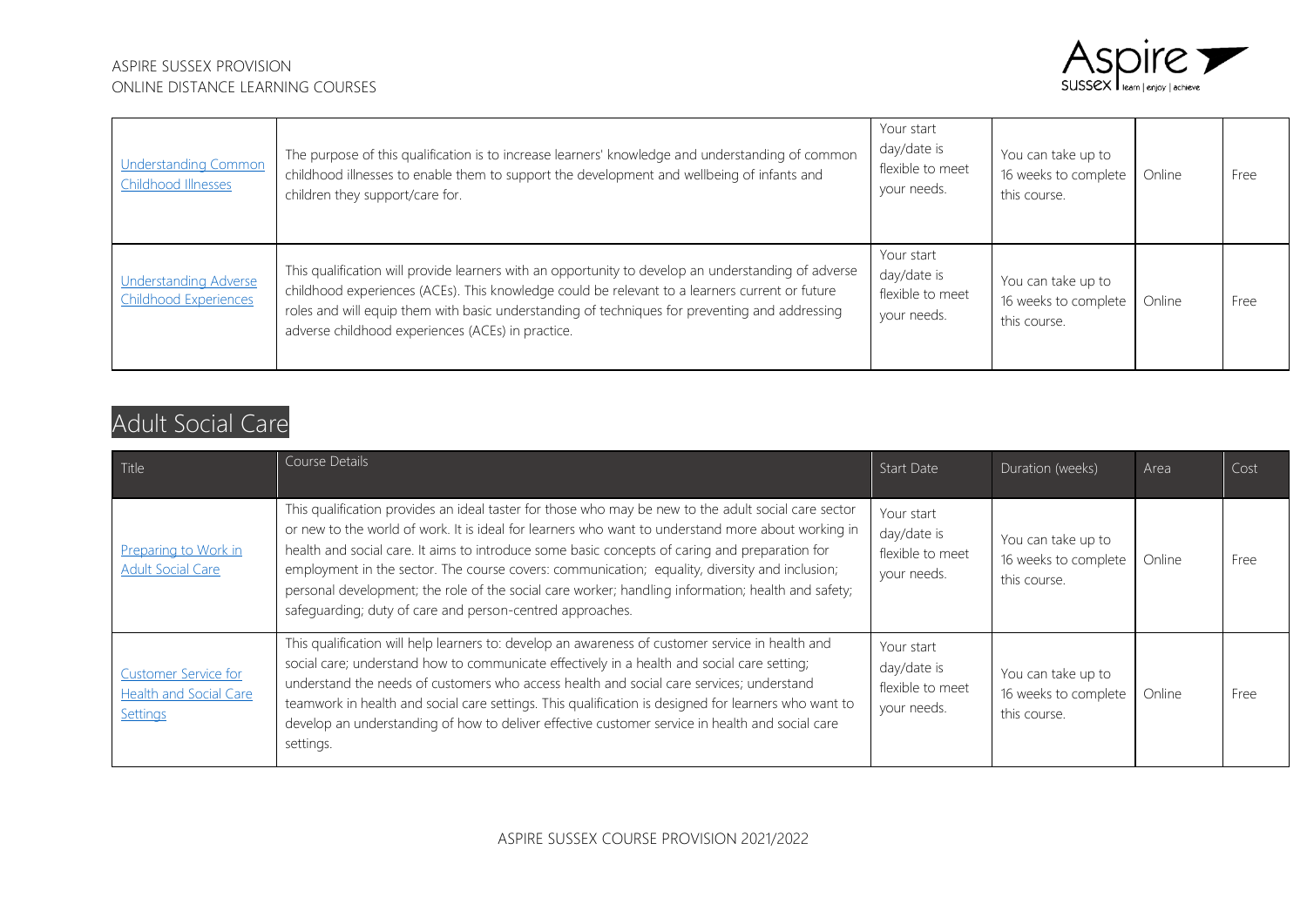| Understanding Common Childhood Illnesses | The purpose of this qualification is to increase learners' knowledge and understanding of common childhood illnesses to enable them to support the development and wellbeing of infants and children they support/care for. | Your start day/date is flexible to meet your needs. | You can take up to 16 weeks to complete this course. | Online | Free |
|---|---|---|---|---|---|
| Understanding Adverse Childhood Experiences | This qualification will provide learners with an opportunity to develop an understanding of adverse childhood experiences (ACEs). This knowledge could be relevant to a learners current or future roles and will equip them with basic understanding of techniques for preventing and addressing adverse childhood experiences (ACEs) in practice. | Your start day/date is flexible to meet your needs. | You can take up to 16 weeks to complete this course. | Online | Free |

## Adult Social Care

| Title | Course Details | Start Date | Duration (weeks) | Area | Cost |
|---|---|---|---|---|---|
| Preparing to Work in Adult Social Care | This qualification provides an ideal taster for those who may be new to the adult social care sector or new to the world of work. It is ideal for learners who want to understand more about working in health and social care. It aims to introduce some basic concepts of caring and preparation for employment in the sector. The course covers: communication; equality, diversity and inclusion; personal development; the role of the social care worker; handling information; health and safety; safeguarding; duty of care and person-centred approaches. | Your start day/date is flexible to meet your needs. | You can take up to 16 weeks to complete this course. | Online | Free |
| Customer Service for Health and Social Care Settings | This qualification will help learners to: develop an awareness of customer service in health and social care; understand how to communicate effectively in a health and social care setting; understand the needs of customers who access health and social care services; understand teamwork in health and social care settings. This qualification is designed for learners who want to develop an understanding of how to deliver effective customer service in health and social care settings. | Your start day/date is flexible to meet your needs. | You can take up to 16 weeks to complete this course. | Online | Free |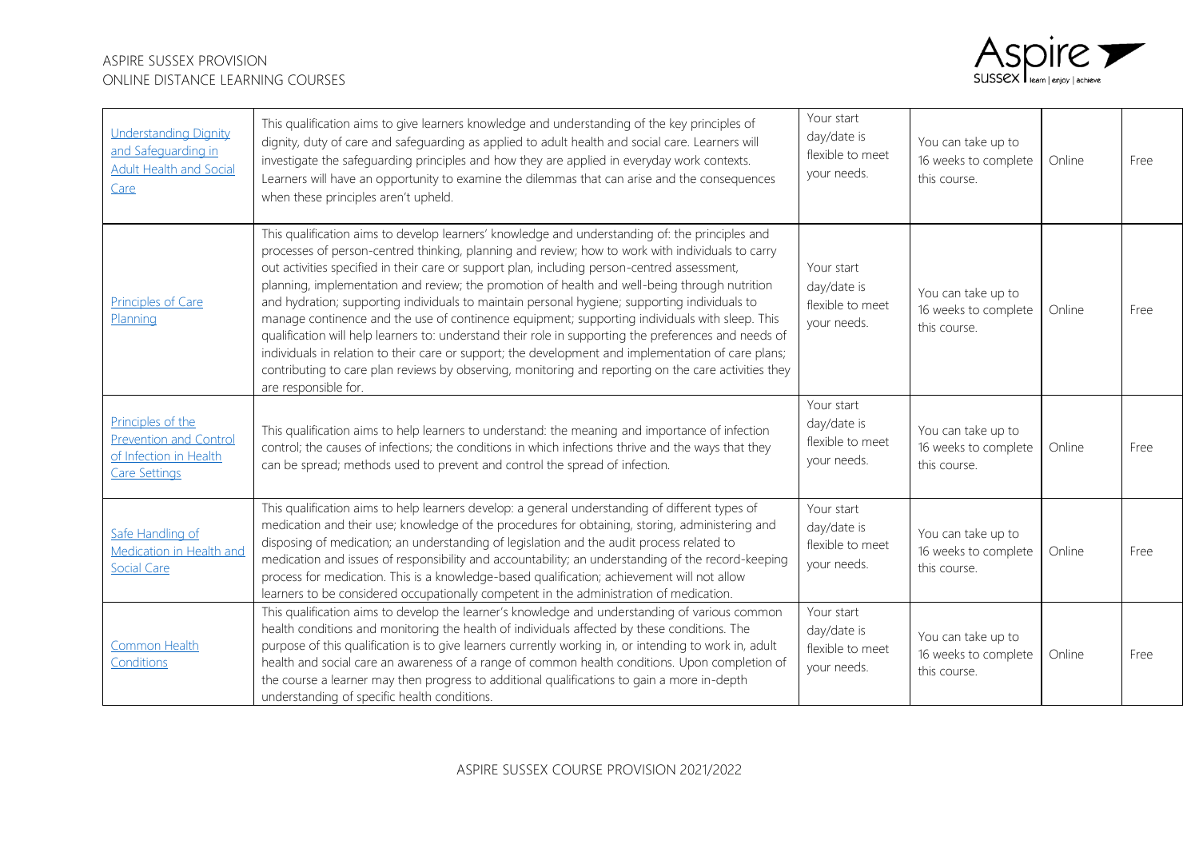| | | | | | |
|---|---|---|---|---|---|
| Understanding Dignity and Safeguarding in Adult Health and Social Care | This qualification aims to give learners knowledge and understanding of the key principles of dignity, duty of care and safeguarding as applied to adult health and social care. Learners will investigate the safeguarding principles and how they are applied in everyday work contexts. Learners will have an opportunity to examine the dilemmas that can arise and the consequences when these principles aren't upheld. | Your start day/date is flexible to meet your needs. | You can take up to 16 weeks to complete this course. | Online | Free |
| Principles of Care Planning | This qualification aims to develop learners' knowledge and understanding of: the principles and processes of person-centred thinking, planning and review; how to work with individuals to carry out activities specified in their care or support plan, including person-centred assessment, planning, implementation and review; the promotion of health and well-being through nutrition and hydration; supporting individuals to maintain personal hygiene; supporting individuals to manage continence and the use of continence equipment; supporting individuals with sleep. This qualification will help learners to: understand their role in supporting the preferences and needs of individuals in relation to their care or support; the development and implementation of care plans; contributing to care plan reviews by observing, monitoring and reporting on the care activities they are responsible for. | Your start day/date is flexible to meet your needs. | You can take up to 16 weeks to complete this course. | Online | Free |
| Principles of the Prevention and Control of Infection in Health Care Settings | This qualification aims to help learners to understand: the meaning and importance of infection control; the causes of infections; the conditions in which infections thrive and the ways that they can be spread; methods used to prevent and control the spread of infection. | Your start day/date is flexible to meet your needs. | You can take up to 16 weeks to complete this course. | Online | Free |
| Safe Handling of Medication in Health and Social Care | This qualification aims to help learners develop: a general understanding of different types of medication and their use; knowledge of the procedures for obtaining, storing, administering and disposing of medication; an understanding of legislation and the audit process related to medication and issues of responsibility and accountability; an understanding of the record-keeping process for medication. This is a knowledge-based qualification; achievement will not allow learners to be considered occupationally competent in the administration of medication. | Your start day/date is flexible to meet your needs. | You can take up to 16 weeks to complete this course. | Online | Free |
| Common Health Conditions | This qualification aims to develop the learner's knowledge and understanding of various common health conditions and monitoring the health of individuals affected by these conditions. The purpose of this qualification is to give learners currently working in, or intending to work in, adult health and social care an awareness of a range of common health conditions. Upon completion of the course a learner may then progress to additional qualifications to gain a more in-depth understanding of specific health conditions. | Your start day/date is flexible to meet your needs. | You can take up to 16 weeks to complete this course. | Online | Free |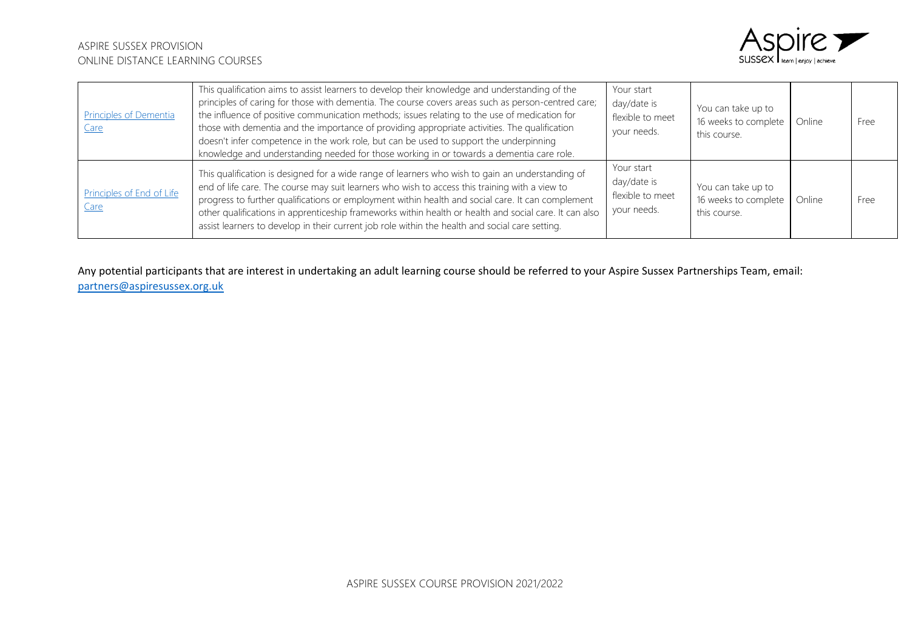| | | | | | |
|---|---|---|---|---|---|
| Principles of Dementia Care | This qualification aims to assist learners to develop their knowledge and understanding of the principles of caring for those with dementia. The course covers areas such as person-centred care; the influence of positive communication methods; issues relating to the use of medication for those with dementia and the importance of providing appropriate activities. The qualification doesn't infer competence in the work role, but can be used to support the underpinning knowledge and understanding needed for those working in or towards a dementia care role. | Your start day/date is flexible to meet your needs. | You can take up to 16 weeks to complete this course. | Online | Free |
| Principles of End of Life Care | This qualification is designed for a wide range of learners who wish to gain an understanding of end of life care. The course may suit learners who wish to access this training with a view to progress to further qualifications or employment within health and social care. It can complement other qualifications in apprenticeship frameworks within health or health and social care. It can also assist learners to develop in their current job role within the health and social care setting. | Your start day/date is flexible to meet your needs. | You can take up to 16 weeks to complete this course. | Online | Free |

Any potential participants that are interest in undertaking an adult learning course should be referred to your Aspire Sussex Partnerships Team, email: partners@aspiresussex.org.uk